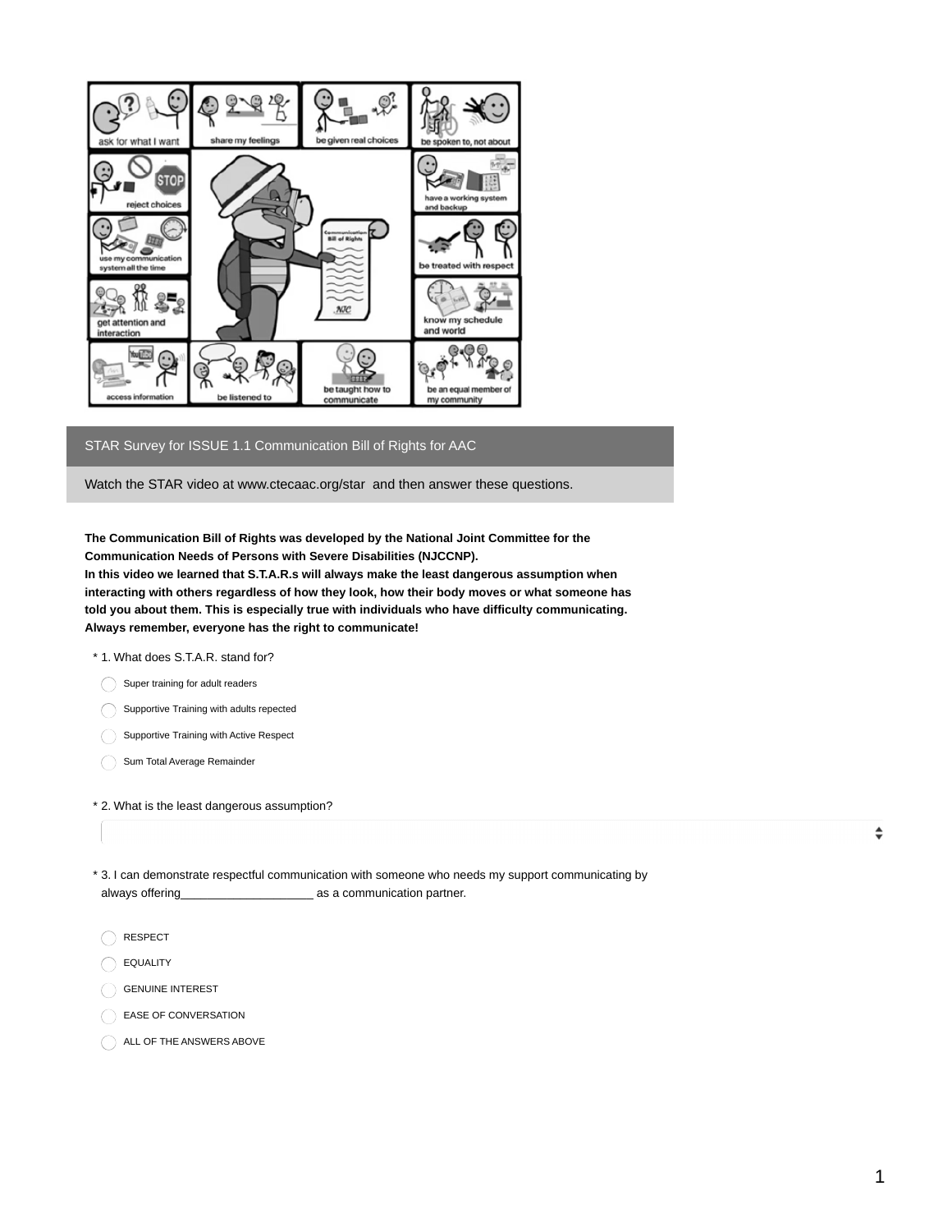STAR Survey for ISSUE 1.1 Communication Bill of Rights for AAC

Watch the STAR video at www.ctecaac.org/star and then answer these questions.

**The Communication Bill of Rights was developed by the National Joint Committee for the Communication Needs of Persons with Severe Disabilities (NJCCNP).**
**In this video we learned that S.T.A.R.s will always make the least dangerous assumption when interacting with others regardless of how they look, how their body moves or what someone has told you about them. This is especially true with individuals who have difficulty communicating. Always remember, everyone has the right to communicate!**

\* 1. What does S.T.A.R. stand for?

- Super training for adult readers
- Supportive Training with adults repected
- Supportive Training with Active Respect
- Sum Total Average Remainder

\* 2. What is the least dangerous assumption?

\* 3. I can demonstrate respectful communication with someone who needs my support communicating by always offering____________________ as a communication partner.

- RESPECT
- EQUALITY
- GENUINE INTEREST
- EASE OF CONVERSATION
- ALL OF THE ANSWERS ABOVE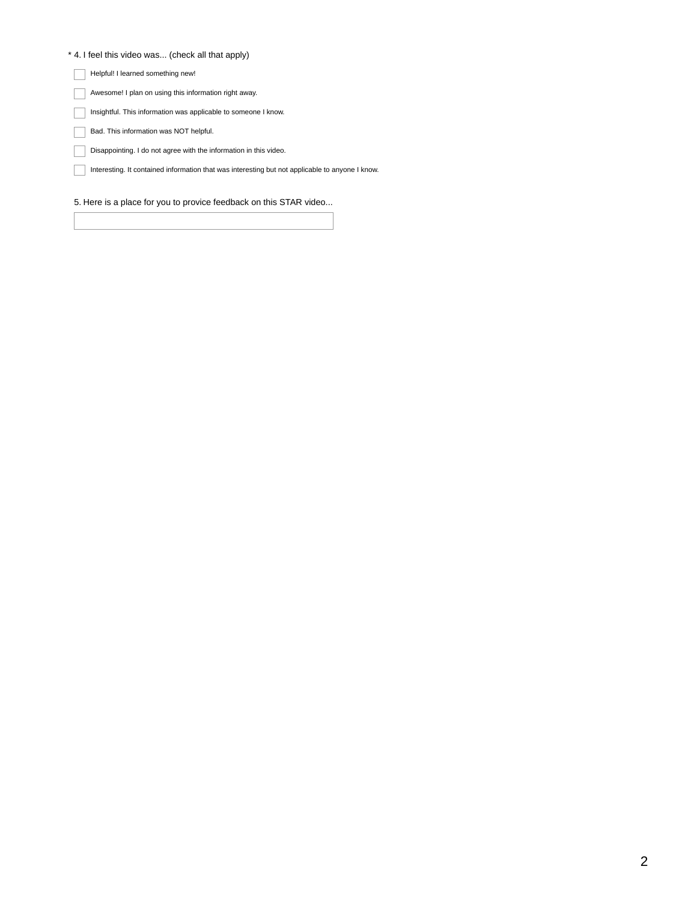\* 4. I feel this video was... (check all that apply)

- [ ] Helpful! I learned something new!
- [ ] Awesome! I plan on using this information right away.
- [ ] Insightful. This information was applicable to someone I know.
- [ ] Bad. This information was NOT helpful.
- [ ] Disappointing. I do not agree with the information in this video.
- [ ] Interesting. It contained information that was interesting but not applicable to anyone I know.

5. Here is a place for you to provice feedback on this STAR video...

\_\_\_\_\_\_\_\_\_\_\_\_\_\_\_\_\_\_\_\_\_\_\_\_\_\_\_\_\_\_\_\_\_\_\_\_\_\_\_\_